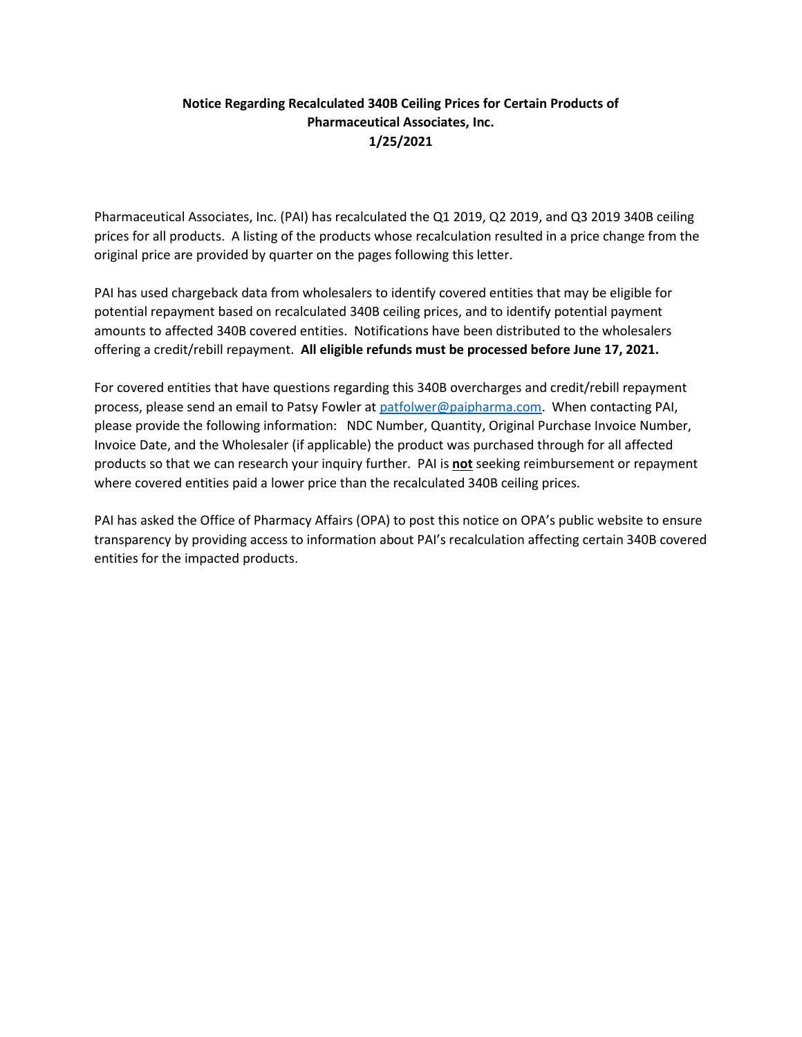**Notice Regarding Recalculated 340B Ceiling Prices for Certain Products of Pharmaceutical Associates, Inc.**
**1/25/2021**

Pharmaceutical Associates, Inc. (PAI) has recalculated the Q1 2019, Q2 2019, and Q3 2019 340B ceiling prices for all products. A listing of the products whose recalculation resulted in a price change from the original price are provided by quarter on the pages following this letter.

PAI has used chargeback data from wholesalers to identify covered entities that may be eligible for potential repayment based on recalculated 340B ceiling prices, and to identify potential payment amounts to affected 340B covered entities. Notifications have been distributed to the wholesalers offering a credit/rebill repayment. **All eligible refunds must be processed before June 17, 2021.**

For covered entities that have questions regarding this 340B overcharges and credit/rebill repayment process, please send an email to Patsy Fowler at patfolwer@paipharma.com. When contacting PAI, please provide the following information: NDC Number, Quantity, Original Purchase Invoice Number, Invoice Date, and the Wholesaler (if applicable) the product was purchased through for all affected products so that we can research your inquiry further. PAI is **not** seeking reimbursement or repayment where covered entities paid a lower price than the recalculated 340B ceiling prices.

PAI has asked the Office of Pharmacy Affairs (OPA) to post this notice on OPA's public website to ensure transparency by providing access to information about PAI's recalculation affecting certain 340B covered entities for the impacted products.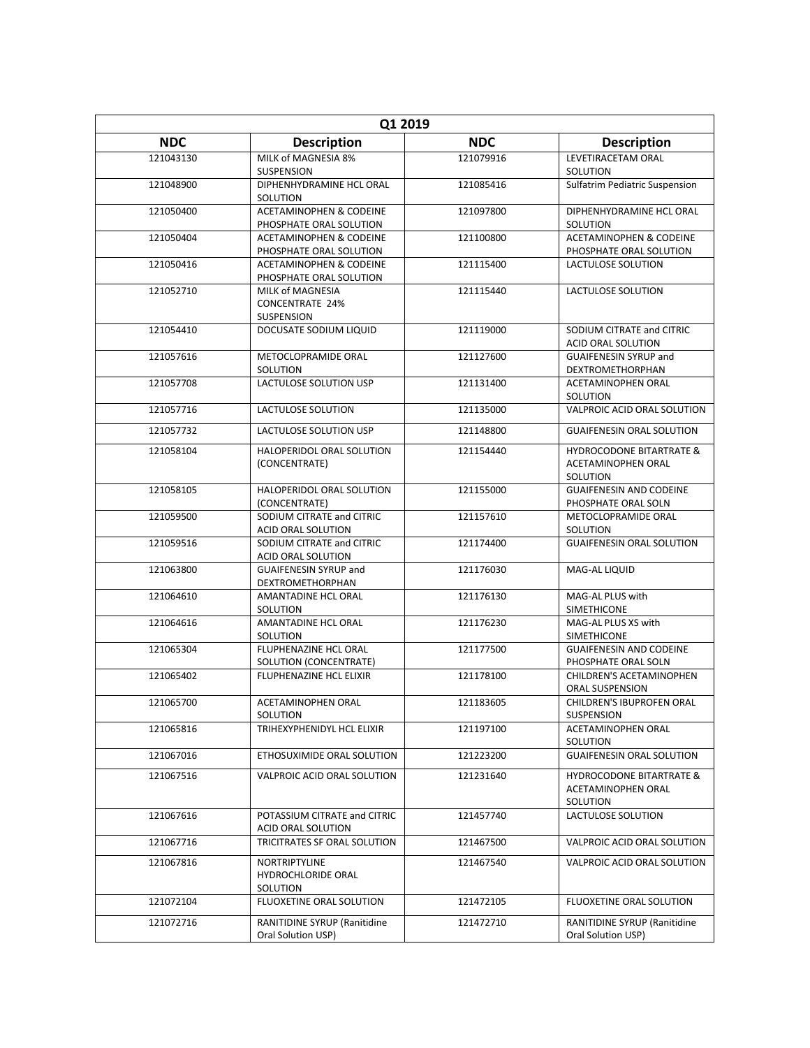| Q1 2019 | | | |
|---|---|---|---|
| **NDC** | **Description** | **NDC** | **Description** |
| 121043130 | MILK of MAGNESIA 8% SUSPENSION | 121079916 | LEVETIRACETAM ORAL SOLUTION |
| 121048900 | DIPHENHYDRAMINE HCL ORAL SOLUTION | 121085416 | Sulfatrim Pediatric Suspension |
| 121050400 | ACETAMINOPHEN & CODEINE PHOSPHATE ORAL SOLUTION | 121097800 | DIPHENHYDRAMINE HCL ORAL SOLUTION |
| 121050404 | ACETAMINOPHEN & CODEINE PHOSPHATE ORAL SOLUTION | 121100800 | ACETAMINOPHEN & CODEINE PHOSPHATE ORAL SOLUTION |
| 121050416 | ACETAMINOPHEN & CODEINE PHOSPHATE ORAL SOLUTION | 121115400 | LACTULOSE SOLUTION |
| 121052710 | MILK of MAGNESIA CONCENTRATE 24% SUSPENSION | 121115440 | LACTULOSE SOLUTION |
| 121054410 | DOCUSATE SODIUM LIQUID | 121119000 | SODIUM CITRATE and CITRIC ACID ORAL SOLUTION |
| 121057616 | METOCLOPRAMIDE ORAL SOLUTION | 121127600 | GUAIFENESIN SYRUP and DEXTROMETHORPHAN |
| 121057708 | LACTULOSE SOLUTION USP | 121131400 | ACETAMINOPHEN ORAL SOLUTION |
| 121057716 | LACTULOSE SOLUTION | 121135000 | VALPROIC ACID ORAL SOLUTION |
| 121057732 | LACTULOSE SOLUTION USP | 121148800 | GUAIFENESIN ORAL SOLUTION |
| 121058104 | HALOPERIDOL ORAL SOLUTION (CONCENTRATE) | 121154440 | HYDROCODONE BITARTRATE & ACETAMINOPHEN ORAL SOLUTION |
| 121058105 | HALOPERIDOL ORAL SOLUTION (CONCENTRATE) | 121155000 | GUAIFENESIN AND CODEINE PHOSPHATE ORAL SOLN |
| 121059500 | SODIUM CITRATE and CITRIC ACID ORAL SOLUTION | 121157610 | METOCLOPRAMIDE ORAL SOLUTION |
| 121059516 | SODIUM CITRATE and CITRIC ACID ORAL SOLUTION | 121174400 | GUAIFENESIN ORAL SOLUTION |
| 121063800 | GUAIFENESIN SYRUP and DEXTROMETHORPHAN | 121176030 | MAG-AL LIQUID |
| 121064610 | AMANTADINE HCL ORAL SOLUTION | 121176130 | MAG-AL PLUS with SIMETHICONE |
| 121064616 | AMANTADINE HCL ORAL SOLUTION | 121176230 | MAG-AL PLUS XS with SIMETHICONE |
| 121065304 | FLUPHENAZINE HCL ORAL SOLUTION (CONCENTRATE) | 121177500 | GUAIFENESIN AND CODEINE PHOSPHATE ORAL SOLN |
| 121065402 | FLUPHENAZINE HCL ELIXIR | 121178100 | CHILDREN'S ACETAMINOPHEN ORAL SUSPENSION |
| 121065700 | ACETAMINOPHEN ORAL SOLUTION | 121183605 | CHILDREN'S IBUPROFEN ORAL SUSPENSION |
| 121065816 | TRIHEXYPHENIDYL HCL ELIXIR | 121197100 | ACETAMINOPHEN ORAL SOLUTION |
| 121067016 | ETHOSUXIMIDE ORAL SOLUTION | 121223200 | GUAIFENESIN ORAL SOLUTION |
| 121067516 | VALPROIC ACID ORAL SOLUTION | 121231640 | HYDROCODONE BITARTRATE & ACETAMINOPHEN ORAL SOLUTION |
| 121067616 | POTASSIUM CITRATE and CITRIC ACID ORAL SOLUTION | 121457740 | LACTULOSE SOLUTION |
| 121067716 | TRICITRATES SF ORAL SOLUTION | 121467500 | VALPROIC ACID ORAL SOLUTION |
| 121067816 | NORTRIPTYLINE HYDROCHLORIDE ORAL SOLUTION | 121467540 | VALPROIC ACID ORAL SOLUTION |
| 121072104 | FLUOXETINE ORAL SOLUTION | 121472105 | FLUOXETINE ORAL SOLUTION |
| 121072716 | RANITIDINE SYRUP (Ranitidine Oral Solution USP) | 121472710 | RANITIDINE SYRUP (Ranitidine Oral Solution USP) |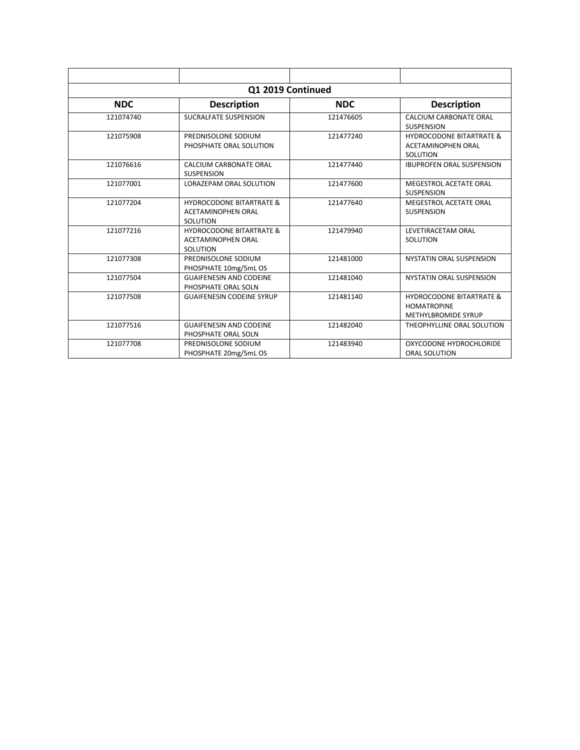| | | | |
|---|---|---|---|
| **Q1 2019 Continued** | | | |
| **NDC** | **Description** | **NDC** | **Description** |
| 121074740 | SUCRALFATE SUSPENSION | 121476605 | CALCIUM CARBONATE ORAL SUSPENSION |
| 121075908 | PREDNISOLONE SODIUM PHOSPHATE ORAL SOLUTION | 121477240 | HYDROCODONE BITARTRATE & ACETAMINOPHEN ORAL SOLUTION |
| 121076616 | CALCIUM CARBONATE ORAL SUSPENSION | 121477440 | IBUPROFEN ORAL SUSPENSION |
| 121077001 | LORAZEPAM ORAL SOLUTION | 121477600 | MEGESTROL ACETATE ORAL SUSPENSION |
| 121077204 | HYDROCODONE BITARTRATE & ACETAMINOPHEN ORAL SOLUTION | 121477640 | MEGESTROL ACETATE ORAL SUSPENSION |
| 121077216 | HYDROCODONE BITARTRATE & ACETAMINOPHEN ORAL SOLUTION | 121479940 | LEVETIRACETAM ORAL SOLUTION |
| 121077308 | PREDNISOLONE SODIUM PHOSPHATE 10mg/5mL OS | 121481000 | NYSTATIN ORAL SUSPENSION |
| 121077504 | GUAIFENESIN AND CODEINE PHOSPHATE ORAL SOLN | 121481040 | NYSTATIN ORAL SUSPENSION |
| 121077508 | GUAIFENESIN CODEINE SYRUP | 121481140 | HYDROCODONE BITARTRATE & HOMATROPINE METHYLBROMIDE SYRUP |
| 121077516 | GUAIFENESIN AND CODEINE PHOSPHATE ORAL SOLN | 121482040 | THEOPHYLLINE ORAL SOLUTION |
| 121077708 | PREDNISOLONE SODIUM PHOSPHATE 20mg/5mL OS | 121483940 | OXYCODONE HYDROCHLORIDE ORAL SOLUTION |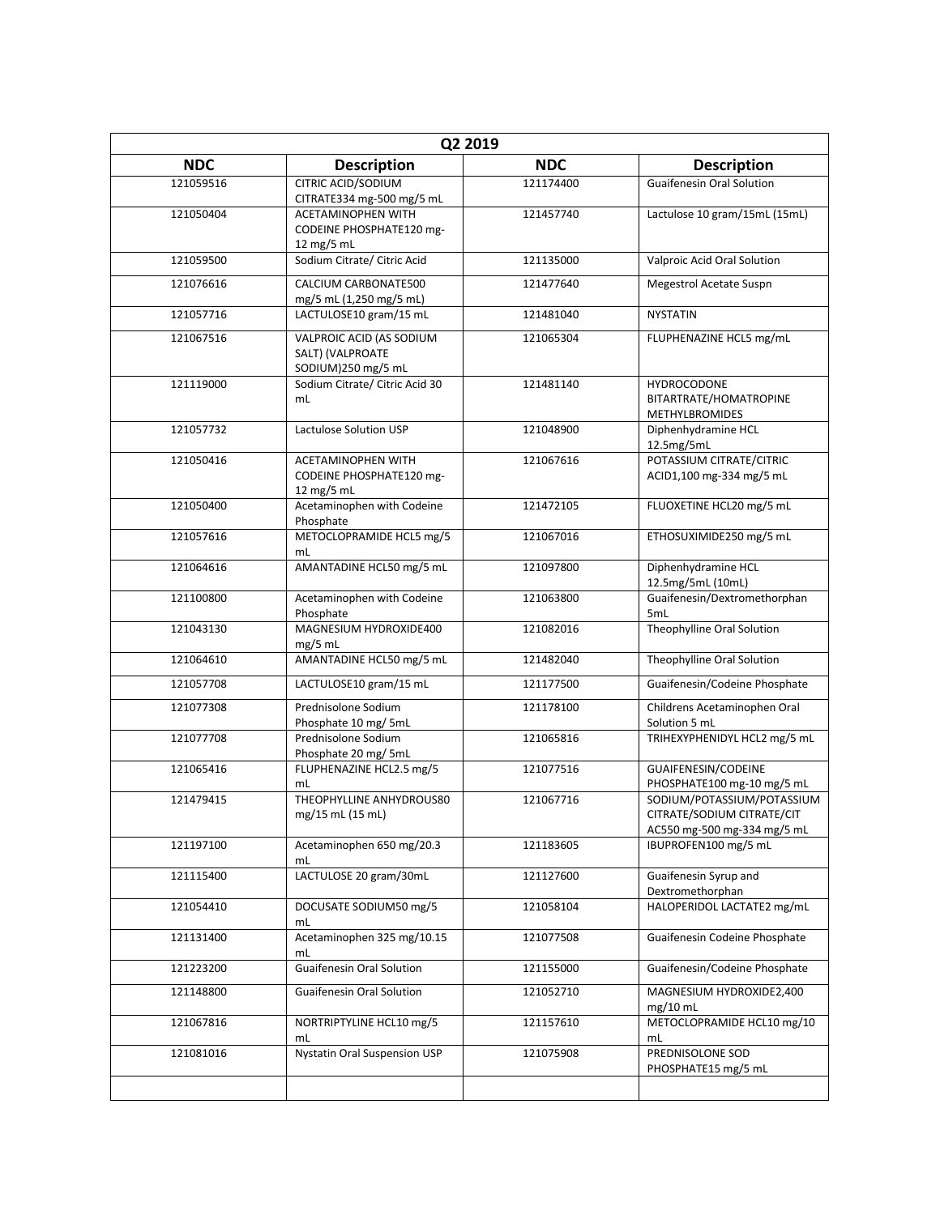| Q2 2019 | | | |
|---|---|---|---|
| **NDC** | **Description** | **NDC** | **Description** |
| 121059516 | CITRIC ACID/SODIUM CITRATE334 mg-500 mg/5 mL | 121174400 | Guaifenesin Oral Solution |
| 121050404 | ACETAMINOPHEN WITH CODEINE PHOSPHATE120 mg-12 mg/5 mL | 121457740 | Lactulose 10 gram/15mL (15mL) |
| 121059500 | Sodium Citrate/ Citric Acid | 121135000 | Valproic Acid Oral Solution |
| 121076616 | CALCIUM CARBONATE500 mg/5 mL (1,250 mg/5 mL) | 121477640 | Megestrol Acetate Suspn |
| 121057716 | LACTULOSE10 gram/15 mL | 121481040 | NYSTATIN |
| 121067516 | VALPROIC ACID (AS SODIUM SALT) (VALPROATE SODIUM)250 mg/5 mL | 121065304 | FLUPHENAZINE HCL5 mg/mL |
| 121119000 | Sodium Citrate/ Citric Acid 30 mL | 121481140 | HYDROCODONE BITARTRATE/HOMATROPINE METHYLBROMIDES |
| 121057732 | Lactulose Solution USP | 121048900 | Diphenhydramine HCL 12.5mg/5mL |
| 121050416 | ACETAMINOPHEN WITH CODEINE PHOSPHATE120 mg-12 mg/5 mL | 121067616 | POTASSIUM CITRATE/CITRIC ACID1,100 mg-334 mg/5 mL |
| 121050400 | Acetaminophen with Codeine Phosphate | 121472105 | FLUOXETINE HCL20 mg/5 mL |
| 121057616 | METOCLOPRAMIDE HCL5 mg/5 mL | 121067016 | ETHOSUXIMIDE250 mg/5 mL |
| 121064616 | AMANTADINE HCL50 mg/5 mL | 121097800 | Diphenhydramine HCL 12.5mg/5mL (10mL) |
| 121100800 | Acetaminophen with Codeine Phosphate | 121063800 | Guaifenesin/Dextromethorphan 5mL |
| 121043130 | MAGNESIUM HYDROXIDE400 mg/5 mL | 121082016 | Theophylline Oral Solution |
| 121064610 | AMANTADINE HCL50 mg/5 mL | 121482040 | Theophylline Oral Solution |
| 121057708 | LACTULOSE10 gram/15 mL | 121177500 | Guaifenesin/Codeine Phosphate |
| 121077308 | Prednisolone Sodium Phosphate 10 mg/ 5mL | 121178100 | Childrens Acetaminophen Oral Solution 5 mL |
| 121077708 | Prednisolone Sodium Phosphate 20 mg/ 5mL | 121065816 | TRIHEXYPHENIDYL HCL2 mg/5 mL |
| 121065416 | FLUPHENAZINE HCL2.5 mg/5 mL | 121077516 | GUAIFENESIN/CODEINE PHOSPHATE100 mg-10 mg/5 mL |
| 121479415 | THEOPHYLLINE ANHYDROUS80 mg/15 mL (15 mL) | 121067716 | SODIUM/POTASSIUM/POTASSIUM CITRATE/SODIUM CITRATE/CIT AC550 mg-500 mg-334 mg/5 mL |
| 121197100 | Acetaminophen 650 mg/20.3 mL | 121183605 | IBUPROFEN100 mg/5 mL |
| 121115400 | LACTULOSE 20 gram/30mL | 121127600 | Guaifenesin Syrup and Dextromethorphan |
| 121054410 | DOCUSATE SODIUM50 mg/5 mL | 121058104 | HALOPERIDOL LACTATE2 mg/mL |
| 121131400 | Acetaminophen 325 mg/10.15 mL | 121077508 | Guaifenesin Codeine Phosphate |
| 121223200 | Guaifenesin Oral Solution | 121155000 | Guaifenesin/Codeine Phosphate |
| 121148800 | Guaifenesin Oral Solution | 121052710 | MAGNESIUM HYDROXIDE2,400 mg/10 mL |
| 121067816 | NORTRIPTYLINE HCL10 mg/5 mL | 121157610 | METOCLOPRAMIDE HCL10 mg/10 mL |
| 121081016 | Nystatin Oral Suspension USP | 121075908 | PREDNISOLONE SOD PHOSPHATE15 mg/5 mL |
| | | | |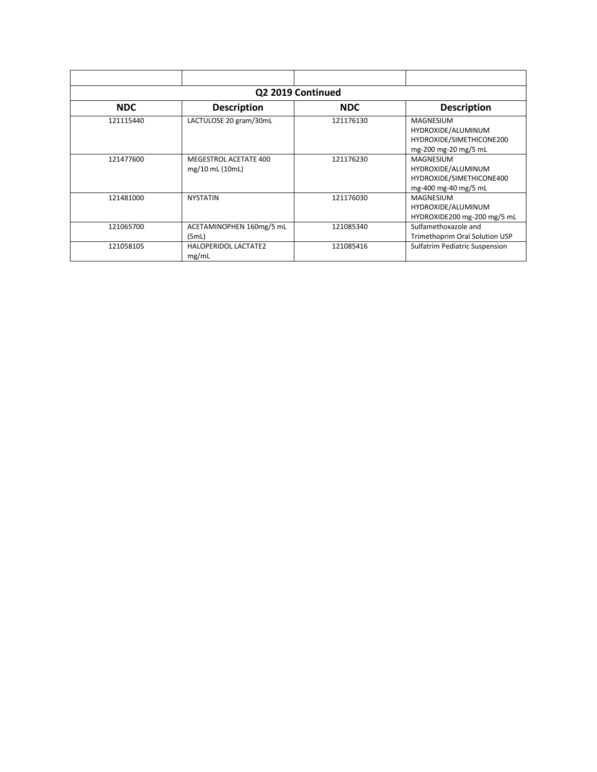| | | | |
|---|---|---|---|
| **Q2 2019 Continued** | | | |
| **NDC** | **Description** | **NDC** | **Description** |
| 121115440 | LACTULOSE 20 gram/30mL | 121176130 | MAGNESIUM HYDROXIDE/ALUMINUM HYDROXIDE/SIMETHICONE200 mg-200 mg-20 mg/5 mL |
| 121477600 | MEGESTROL ACETATE 400 mg/10 mL (10mL) | 121176230 | MAGNESIUM HYDROXIDE/ALUMINUM HYDROXIDE/SIMETHICONE400 mg-400 mg-40 mg/5 mL |
| 121481000 | NYSTATIN | 121176030 | MAGNESIUM HYDROXIDE/ALUMINUM HYDROXIDE200 mg-200 mg/5 mL |
| 121065700 | ACETAMINOPHEN 160mg/5 mL (5mL) | 121085340 | Sulfamethoxazole and Trimethoprim Oral Solution USP |
| 121058105 | HALOPERIDOL LACTATE2 mg/mL | 121085416 | Sulfatrim Pediatric Suspension |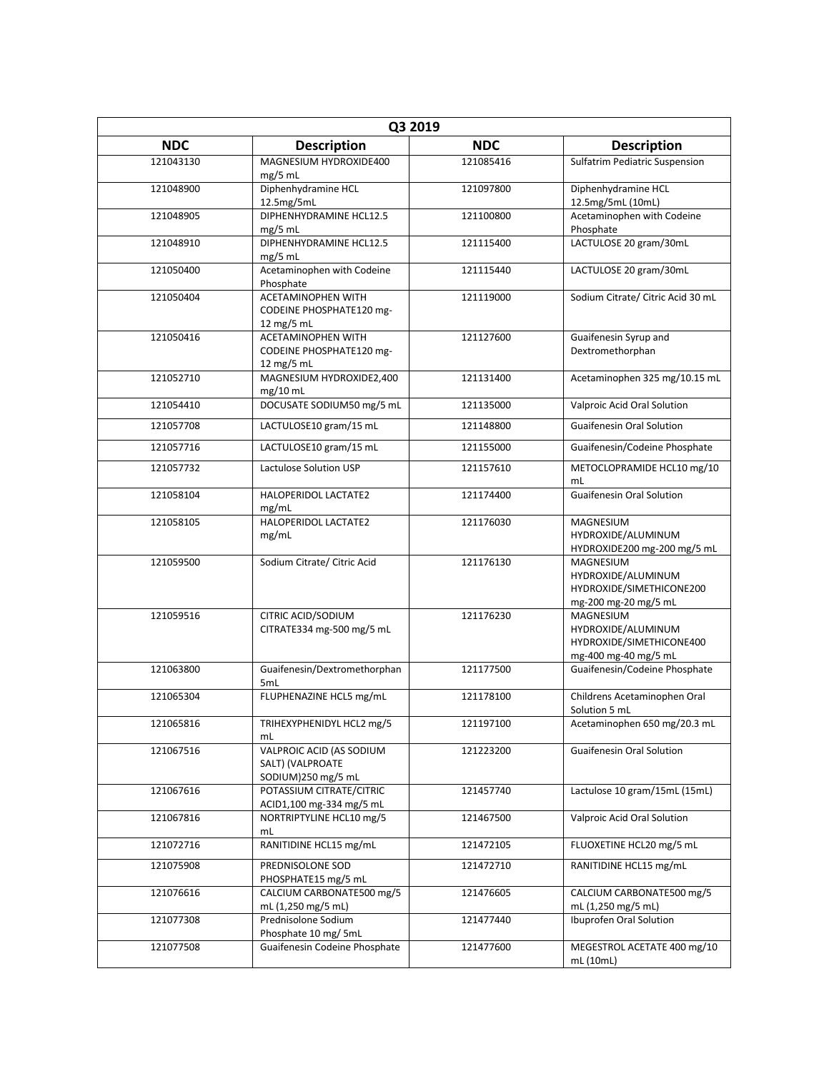| Q3 2019 | | | |
|---|---|---|---|
| **NDC** | **Description** | **NDC** | **Description** |
| 121043130 | MAGNESIUM HYDROXIDE400 mg/5 mL | 121085416 | Sulfatrim Pediatric Suspension |
| 121048900 | Diphenhydramine HCL 12.5mg/5mL | 121097800 | Diphenhydramine HCL 12.5mg/5mL (10mL) |
| 121048905 | DIPHENHYDRAMINE HCL12.5 mg/5 mL | 121100800 | Acetaminophen with Codeine Phosphate |
| 121048910 | DIPHENHYDRAMINE HCL12.5 mg/5 mL | 121115400 | LACTULOSE 20 gram/30mL |
| 121050400 | Acetaminophen with Codeine Phosphate | 121115440 | LACTULOSE 20 gram/30mL |
| 121050404 | ACETAMINOPHEN WITH CODEINE PHOSPHATE120 mg-12 mg/5 mL | 121119000 | Sodium Citrate/ Citric Acid 30 mL |
| 121050416 | ACETAMINOPHEN WITH CODEINE PHOSPHATE120 mg-12 mg/5 mL | 121127600 | Guaifenesin Syrup and Dextromethorphan |
| 121052710 | MAGNESIUM HYDROXIDE2,400 mg/10 mL | 121131400 | Acetaminophen 325 mg/10.15 mL |
| 121054410 | DOCUSATE SODIUM50 mg/5 mL | 121135000 | Valproic Acid Oral Solution |
| 121057708 | LACTULOSE10 gram/15 mL | 121148800 | Guaifenesin Oral Solution |
| 121057716 | LACTULOSE10 gram/15 mL | 121155000 | Guaifenesin/Codeine Phosphate |
| 121057732 | Lactulose Solution USP | 121157610 | METOCLOPRAMIDE HCL10 mg/10 mL |
| 121058104 | HALOPERIDOL LACTATE2 mg/mL | 121174400 | Guaifenesin Oral Solution |
| 121058105 | HALOPERIDOL LACTATE2 mg/mL | 121176030 | MAGNESIUM HYDROXIDE/ALUMINUM HYDROXIDE200 mg-200 mg/5 mL |
| 121059500 | Sodium Citrate/ Citric Acid | 121176130 | MAGNESIUM HYDROXIDE/ALUMINUM HYDROXIDE/SIMETHICONE200 mg-200 mg-20 mg/5 mL |
| 121059516 | CITRIC ACID/SODIUM CITRATE334 mg-500 mg/5 mL | 121176230 | MAGNESIUM HYDROXIDE/ALUMINUM HYDROXIDE/SIMETHICONE400 mg-400 mg-40 mg/5 mL |
| 121063800 | Guaifenesin/Dextromethorphan 5mL | 121177500 | Guaifenesin/Codeine Phosphate |
| 121065304 | FLUPHENAZINE HCL5 mg/mL | 121178100 | Childrens Acetaminophen Oral Solution 5 mL |
| 121065816 | TRIHEXYPHENIDYL HCL2 mg/5 mL | 121197100 | Acetaminophen 650 mg/20.3 mL |
| 121067516 | VALPROIC ACID (AS SODIUM SALT) (VALPROATE SODIUM)250 mg/5 mL | 121223200 | Guaifenesin Oral Solution |
| 121067616 | POTASSIUM CITRATE/CITRIC ACID1,100 mg-334 mg/5 mL | 121457740 | Lactulose 10 gram/15mL (15mL) |
| 121067816 | NORTRIPTYLINE HCL10 mg/5 mL | 121467500 | Valproic Acid Oral Solution |
| 121072716 | RANITIDINE HCL15 mg/mL | 121472105 | FLUOXETINE HCL20 mg/5 mL |
| 121075908 | PREDNISOLONE SOD PHOSPHATE15 mg/5 mL | 121472710 | RANITIDINE HCL15 mg/mL |
| 121076616 | CALCIUM CARBONATE500 mg/5 mL (1,250 mg/5 mL) | 121476605 | CALCIUM CARBONATE500 mg/5 mL (1,250 mg/5 mL) |
| 121077308 | Prednisolone Sodium Phosphate 10 mg/ 5mL | 121477440 | Ibuprofen Oral Solution |
| 121077508 | Guaifenesin Codeine Phosphate | 121477600 | MEGESTROL ACETATE 400 mg/10 mL (10mL) |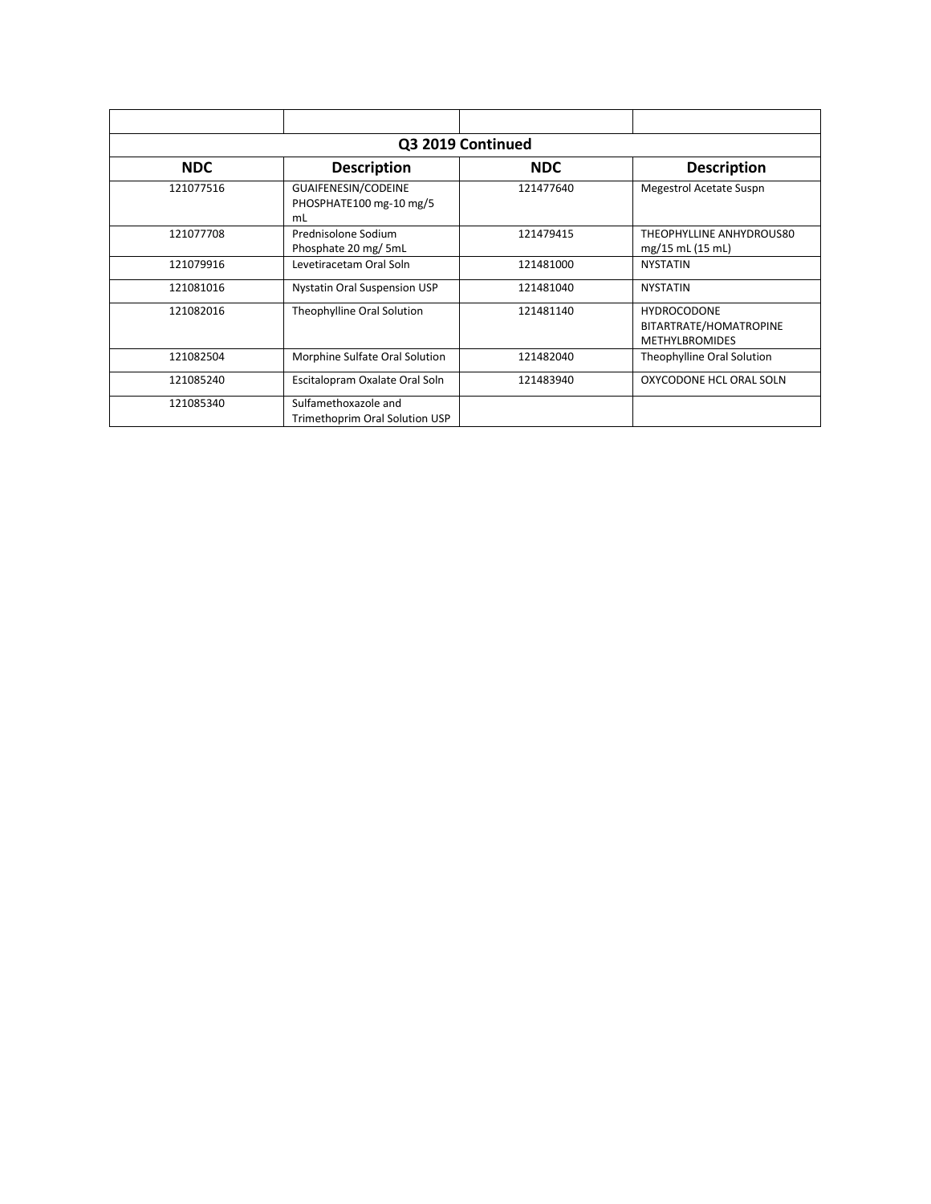| | | | |
|---|---|---|---|
| **Q3 2019 Continued** | | | |
| **NDC** | **Description** | **NDC** | **Description** |
| 121077516 | GUAIFENESIN/CODEINE PHOSPHATE100 mg-10 mg/5 mL | 121477640 | Megestrol Acetate Suspn |
| 121077708 | Prednisolone Sodium Phosphate 20 mg/ 5mL | 121479415 | THEOPHYLLINE ANHYDROUS80 mg/15 mL (15 mL) |
| 121079916 | Levetiracetam Oral Soln | 121481000 | NYSTATIN |
| 121081016 | Nystatin Oral Suspension USP | 121481040 | NYSTATIN |
| 121082016 | Theophylline Oral Solution | 121481140 | HYDROCODONE BITARTRATE/HOMATROPINE METHYLBROMIDES |
| 121082504 | Morphine Sulfate Oral Solution | 121482040 | Theophylline Oral Solution |
| 121085240 | Escitalopram Oxalate Oral Soln | 121483940 | OXYCODONE HCL ORAL SOLN |
| 121085340 | Sulfamethoxazole and Trimethoprim Oral Solution USP | | |